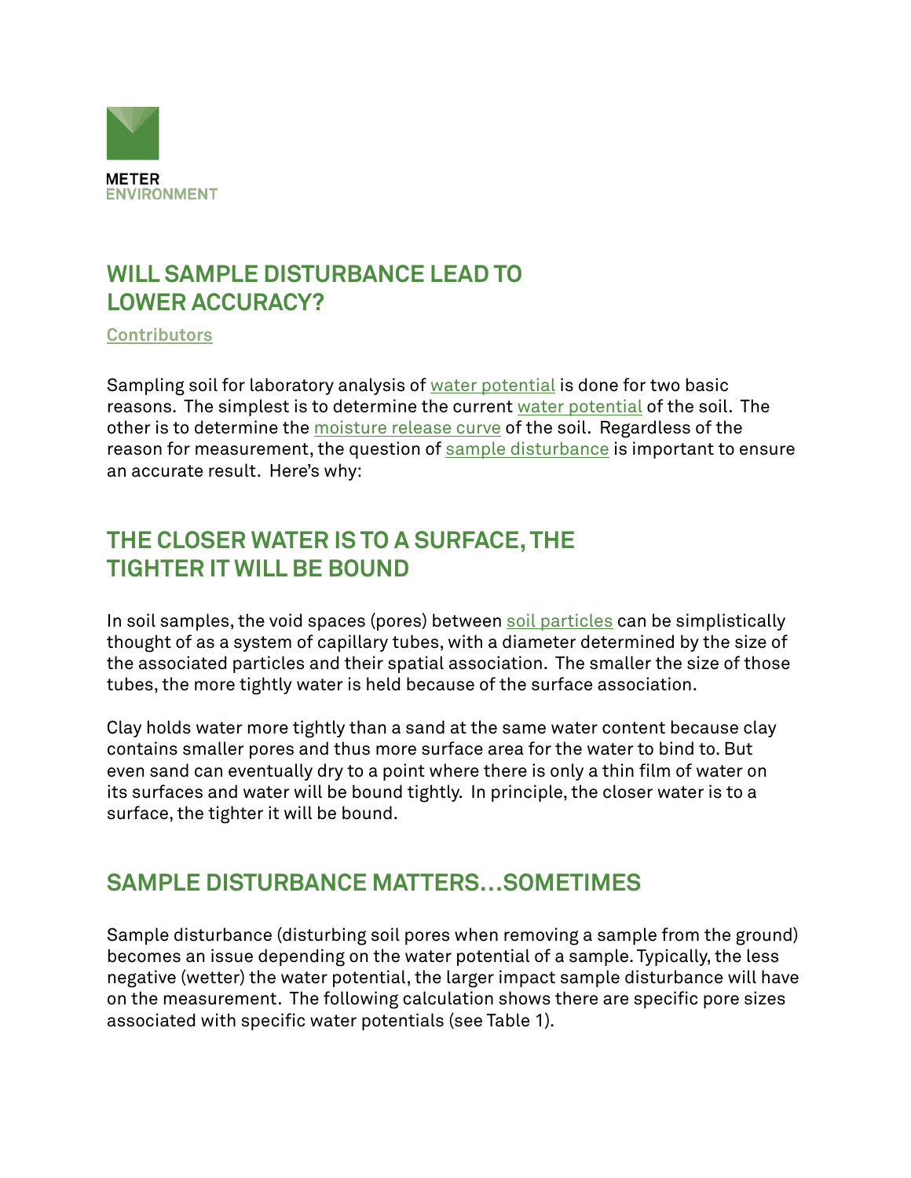METER
ENVIRONMENT

# WILL SAMPLE DISTURBANCE LEAD TO LOWER ACCURACY?

Contributors

Sampling soil for laboratory analysis of water potential is done for two basic reasons. The simplest is to determine the current water potential of the soil. The other is to determine the moisture release curve of the soil. Regardless of the reason for measurement, the question of sample disturbance is important to ensure an accurate result. Here's why:

## THE CLOSER WATER IS TO A SURFACE, THE TIGHTER IT WILL BE BOUND

In soil samples, the void spaces (pores) between soil particles can be simplistically thought of as a system of capillary tubes, with a diameter determined by the size of the associated particles and their spatial association. The smaller the size of those tubes, the more tightly water is held because of the surface association.

Clay holds water more tightly than a sand at the same water content because clay contains smaller pores and thus more surface area for the water to bind to. But even sand can eventually dry to a point where there is only a thin film of water on its surfaces and water will be bound tightly. In principle, the closer water is to a surface, the tighter it will be bound.

## SAMPLE DISTURBANCE MATTERS…SOMETIMES

Sample disturbance (disturbing soil pores when removing a sample from the ground) becomes an issue depending on the water potential of a sample. Typically, the less negative (wetter) the water potential, the larger impact sample disturbance will have on the measurement. The following calculation shows there are specific pore sizes associated with specific water potentials (see Table 1).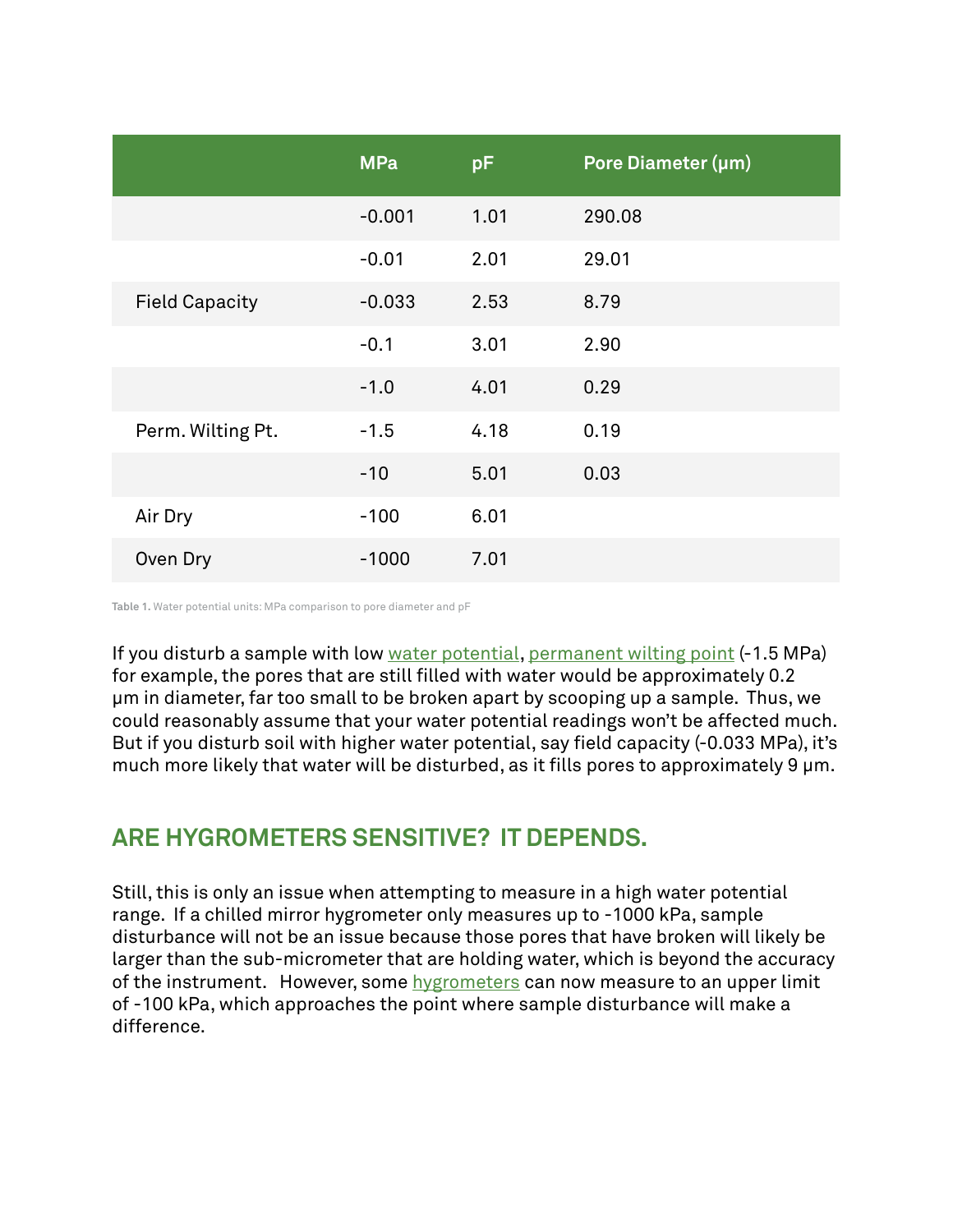| | MPa | pF | Pore Diameter (μm) |
|---|---|---|---|
| | -0.001 | 1.01 | 290.08 |
| | -0.01 | 2.01 | 29.01 |
| Field Capacity | -0.033 | 2.53 | 8.79 |
| | -0.1 | 3.01 | 2.90 |
| | -1.0 | 4.01 | 0.29 |
| Perm. Wilting Pt. | -1.5 | 4.18 | 0.19 |
| | -10 | 5.01 | 0.03 |
| Air Dry | -100 | 6.01 | |
| Oven Dry | -1000 | 7.01 | |

**Table 1.** Water potential units: MPa comparison to pore diameter and pF

If you disturb a sample with low water potential, permanent wilting point (-1.5 MPa) for example, the pores that are still filled with water would be approximately 0.2 μm in diameter, far too small to be broken apart by scooping up a sample. Thus, we could reasonably assume that your water potential readings won't be affected much. But if you disturb soil with higher water potential, say field capacity (-0.033 MPa), it's much more likely that water will be disturbed, as it fills pores to approximately 9 μm.

## ARE HYGROMETERS SENSITIVE? IT DEPENDS.

Still, this is only an issue when attempting to measure in a high water potential range. If a chilled mirror hygrometer only measures up to -1000 kPa, sample disturbance will not be an issue because those pores that have broken will likely be larger than the sub-micrometer that are holding water, which is beyond the accuracy of the instrument. However, some hygrometers can now measure to an upper limit of -100 kPa, which approaches the point where sample disturbance will make a difference.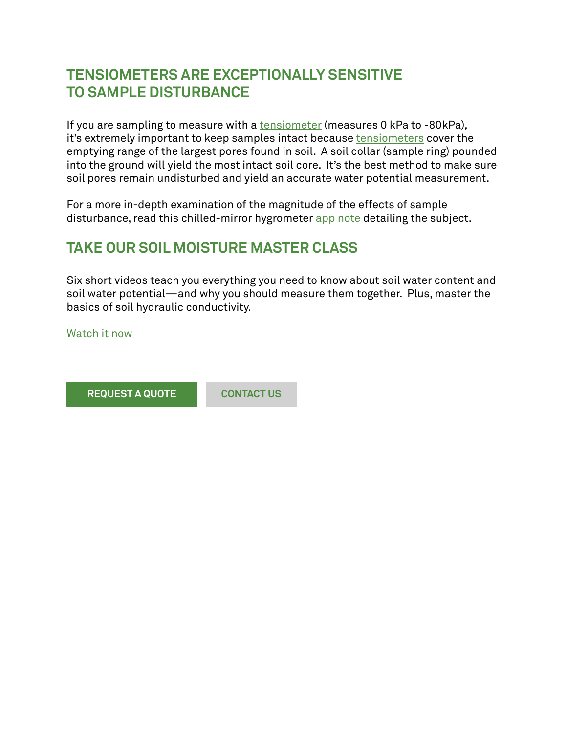## TENSIOMETERS ARE EXCEPTIONALLY SENSITIVE TO SAMPLE DISTURBANCE

If you are sampling to measure with a tensiometer (measures 0 kPa to -80kPa), it's extremely important to keep samples intact because tensiometers cover the emptying range of the largest pores found in soil. A soil collar (sample ring) pounded into the ground will yield the most intact soil core. It's the best method to make sure soil pores remain undisturbed and yield an accurate water potential measurement.

For a more in-depth examination of the magnitude of the effects of sample disturbance, read this chilled-mirror hygrometer app note detailing the subject.

## TAKE OUR SOIL MOISTURE MASTER CLASS

Six short videos teach you everything you need to know about soil water content and soil water potential—and why you should measure them together. Plus, master the basics of soil hydraulic conductivity.

Watch it now

REQUEST A QUOTE

CONTACT US